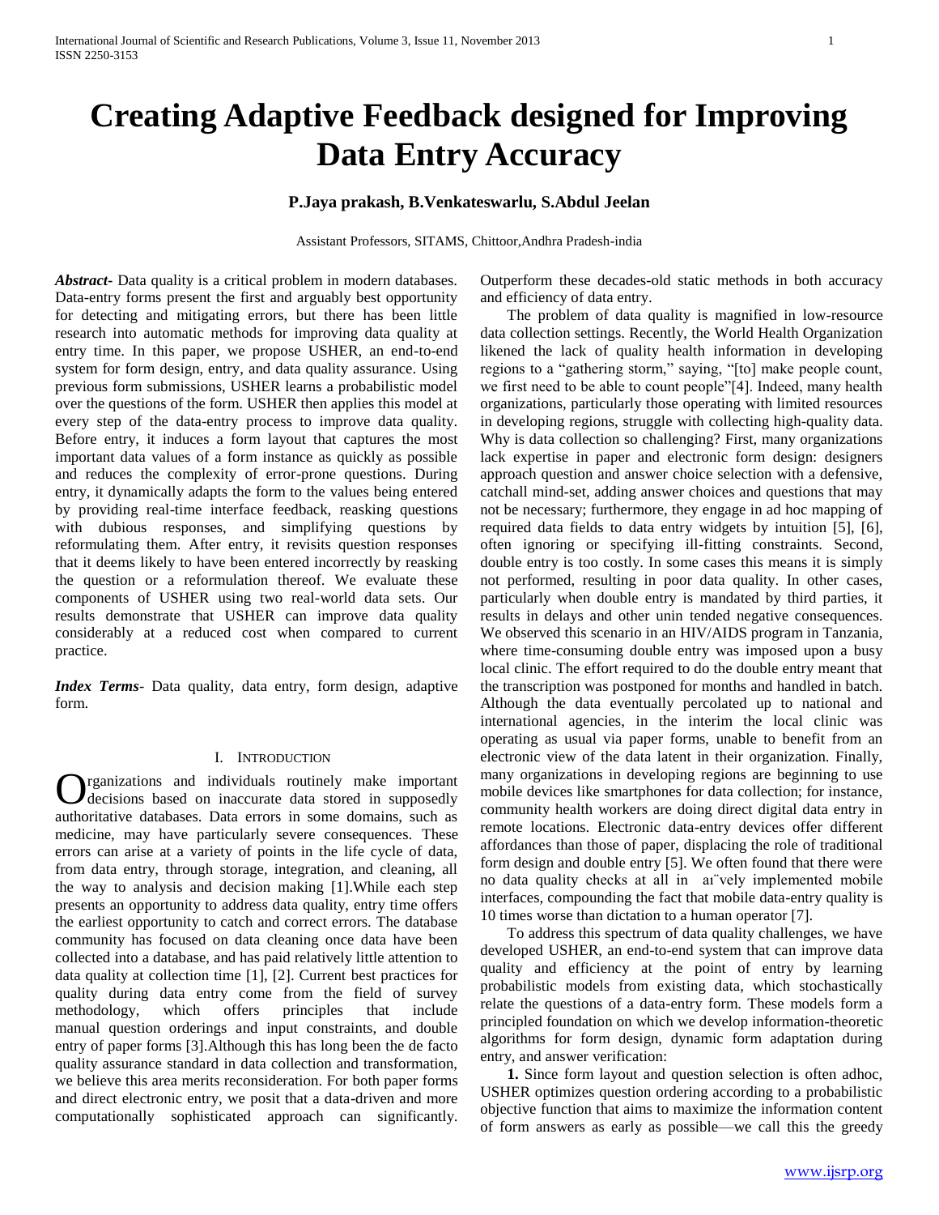// Editor's note — TODO: confirm with owner before changing this transcription.
# Creating Adaptive Feedback designed for Improving Data Entry Accuracy

**P.Jaya prakash, B.Venkateswarlu, S.Abdul Jeelan**

Assistant Professors, SITAMS, Chittoor,Andhra Pradesh-india

***Abstract-*** Data quality is a critical problem in modern databases. Data-entry forms present the first and arguably best opportunity for detecting and mitigating errors, but there has been little research into automatic methods for improving data quality at entry time. In this paper, we propose USHER, an end-to-end system for form design, entry, and data quality assurance. Using previous form submissions, USHER learns a probabilistic model over the questions of the form. USHER then applies this model at every step of the data-entry process to improve data quality. Before entry, it induces a form layout that captures the most important data values of a form instance as quickly as possible and reduces the complexity of error-prone questions. During entry, it dynamically adapts the form to the values being entered by providing real-time interface feedback, reasking questions with dubious responses, and simplifying questions by reformulating them. After entry, it revisits question responses that it deems likely to have been entered incorrectly by reasking the question or a reformulation thereof. We evaluate these components of USHER using two real-world data sets. Our results demonstrate that USHER can improve data quality considerably at a reduced cost when compared to current practice.

***Index Terms*****-** Data quality, data entry, form design, adaptive form.

## I. Introduction

Organizations and individuals routinely make important decisions based on inaccurate data stored in supposedly authoritative databases. Data errors in some domains, such as medicine, may have particularly severe consequences. These errors can arise at a variety of points in the life cycle of data, from data entry, through storage, integration, and cleaning, all the way to analysis and decision making [1].While each step presents an opportunity to address data quality, entry time offers the earliest opportunity to catch and correct errors. The database community has focused on data cleaning once data have been collected into a database, and has paid relatively little attention to data quality at collection time [1], [2]. Current best practices for quality during data entry come from the field of survey methodology, which offers principles that include manual question orderings and input constraints, and double entry of paper forms [3].Although this has long been the de facto quality assurance standard in data collection and transformation, we believe this area merits reconsideration. For both paper forms and direct electronic entry, we posit that a data-driven and more computationally sophisticated approach can significantly. Outperform these decades-old static methods in both accuracy and efficiency of data entry.

The problem of data quality is magnified in low-resource data collection settings. Recently, the World Health Organization likened the lack of quality health information in developing regions to a "gathering storm," saying, "[to] make people count, we first need to be able to count people"[4]. Indeed, many health organizations, particularly those operating with limited resources in developing regions, struggle with collecting high-quality data. Why is data collection so challenging? First, many organizations lack expertise in paper and electronic form design: designers approach question and answer choice selection with a defensive, catchall mind-set, adding answer choices and questions that may not be necessary; furthermore, they engage in ad hoc mapping of required data fields to data entry widgets by intuition [5], [6], often ignoring or specifying ill-fitting constraints. Second, double entry is too costly. In some cases this means it is simply not performed, resulting in poor data quality. In other cases, particularly when double entry is mandated by third parties, it results in delays and other unin tended negative consequences. We observed this scenario in an HIV/AIDS program in Tanzania, where time-consuming double entry was imposed upon a busy local clinic. The effort required to do the double entry meant that the transcription was postponed for months and handled in batch. Although the data eventually percolated up to national and international agencies, in the interim the local clinic was operating as usual via paper forms, unable to benefit from an electronic view of the data latent in their organization. Finally, many organizations in developing regions are beginning to use mobile devices like smartphones for data collection; for instance, community health workers are doing direct digital data entry in remote locations. Electronic data-entry devices offer different affordances than those of paper, displacing the role of traditional form design and double entry [5]. We often found that there were no data quality checks at all in aı¨vely implemented mobile interfaces, compounding the fact that mobile data-entry quality is 10 times worse than dictation to a human operator [7].

To address this spectrum of data quality challenges, we have developed USHER, an end-to-end system that can improve data quality and efficiency at the point of entry by learning probabilistic models from existing data, which stochastically relate the questions of a data-entry form. These models form a principled foundation on which we develop information-theoretic algorithms for form design, dynamic form adaptation during entry, and answer verification:

**1.** Since form layout and question selection is often adhoc, USHER optimizes question ordering according to a probabilistic objective function that aims to maximize the information content of form answers as early as possible—we call this the greedy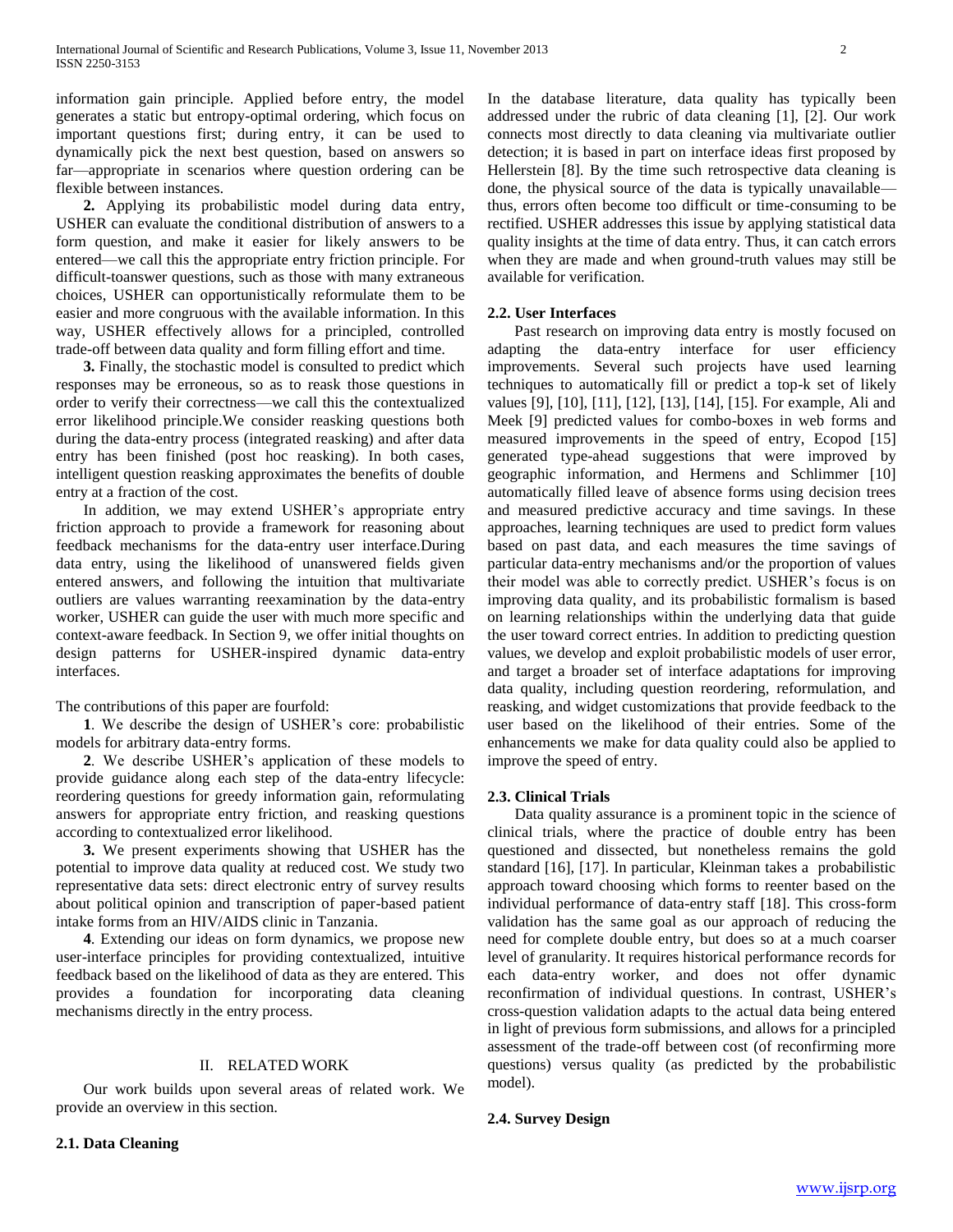information gain principle. Applied before entry, the model generates a static but entropy-optimal ordering, which focus on important questions first; during entry, it can be used to dynamically pick the next best question, based on answers so far—appropriate in scenarios where question ordering can be flexible between instances.

**2.** Applying its probabilistic model during data entry, USHER can evaluate the conditional distribution of answers to a form question, and make it easier for likely answers to be entered—we call this the appropriate entry friction principle. For difficult-toanswer questions, such as those with many extraneous choices, USHER can opportunistically reformulate them to be easier and more congruous with the available information. In this way, USHER effectively allows for a principled, controlled trade-off between data quality and form filling effort and time.

**3.** Finally, the stochastic model is consulted to predict which responses may be erroneous, so as to reask those questions in order to verify their correctness—we call this the contextualized error likelihood principle.We consider reasking questions both during the data-entry process (integrated reasking) and after data entry has been finished (post hoc reasking). In both cases, intelligent question reasking approximates the benefits of double entry at a fraction of the cost.

In addition, we may extend USHER's appropriate entry friction approach to provide a framework for reasoning about feedback mechanisms for the data-entry user interface.During data entry, using the likelihood of unanswered fields given entered answers, and following the intuition that multivariate outliers are values warranting reexamination by the data-entry worker, USHER can guide the user with much more specific and context-aware feedback. In Section 9, we offer initial thoughts on design patterns for USHER-inspired dynamic data-entry interfaces.

The contributions of this paper are fourfold:

**1**. We describe the design of USHER's core: probabilistic models for arbitrary data-entry forms.

**2**. We describe USHER's application of these models to provide guidance along each step of the data-entry lifecycle: reordering questions for greedy information gain, reformulating answers for appropriate entry friction, and reasking questions according to contextualized error likelihood.

**3.** We present experiments showing that USHER has the potential to improve data quality at reduced cost. We study two representative data sets: direct electronic entry of survey results about political opinion and transcription of paper-based patient intake forms from an HIV/AIDS clinic in Tanzania.

**4**. Extending our ideas on form dynamics, we propose new user-interface principles for providing contextualized, intuitive feedback based on the likelihood of data as they are entered. This provides a foundation for incorporating data cleaning mechanisms directly in the entry process.

## II. RELATED WORK

Our work builds upon several areas of related work. We provide an overview in this section.

### 2.1. Data Cleaning

In the database literature, data quality has typically been addressed under the rubric of data cleaning [1], [2]. Our work connects most directly to data cleaning via multivariate outlier detection; it is based in part on interface ideas first proposed by Hellerstein [8]. By the time such retrospective data cleaning is done, the physical source of the data is typically unavailable—thus, errors often become too difficult or time-consuming to be rectified. USHER addresses this issue by applying statistical data quality insights at the time of data entry. Thus, it can catch errors when they are made and when ground-truth values may still be available for verification.

### 2.2. User Interfaces

Past research on improving data entry is mostly focused on adapting the data-entry interface for user efficiency improvements. Several such projects have used learning techniques to automatically fill or predict a top-k set of likely values [9], [10], [11], [12], [13], [14], [15]. For example, Ali and Meek [9] predicted values for combo-boxes in web forms and measured improvements in the speed of entry, Ecopod [15] generated type-ahead suggestions that were improved by geographic information, and Hermens and Schlimmer [10] automatically filled leave of absence forms using decision trees and measured predictive accuracy and time savings. In these approaches, learning techniques are used to predict form values based on past data, and each measures the time savings of particular data-entry mechanisms and/or the proportion of values their model was able to correctly predict. USHER's focus is on improving data quality, and its probabilistic formalism is based on learning relationships within the underlying data that guide the user toward correct entries. In addition to predicting question values, we develop and exploit probabilistic models of user error, and target a broader set of interface adaptations for improving data quality, including question reordering, reformulation, and reasking, and widget customizations that provide feedback to the user based on the likelihood of their entries. Some of the enhancements we make for data quality could also be applied to improve the speed of entry.

### 2.3. Clinical Trials

Data quality assurance is a prominent topic in the science of clinical trials, where the practice of double entry has been questioned and dissected, but nonetheless remains the gold standard [16], [17]. In particular, Kleinman takes a probabilistic approach toward choosing which forms to reenter based on the individual performance of data-entry staff [18]. This cross-form validation has the same goal as our approach of reducing the need for complete double entry, but does so at a much coarser level of granularity. It requires historical performance records for each data-entry worker, and does not offer dynamic reconfirmation of individual questions. In contrast, USHER's cross-question validation adapts to the actual data being entered in light of previous form submissions, and allows for a principled assessment of the trade-off between cost (of reconfirming more questions) versus quality (as predicted by the probabilistic model).

### 2.4. Survey Design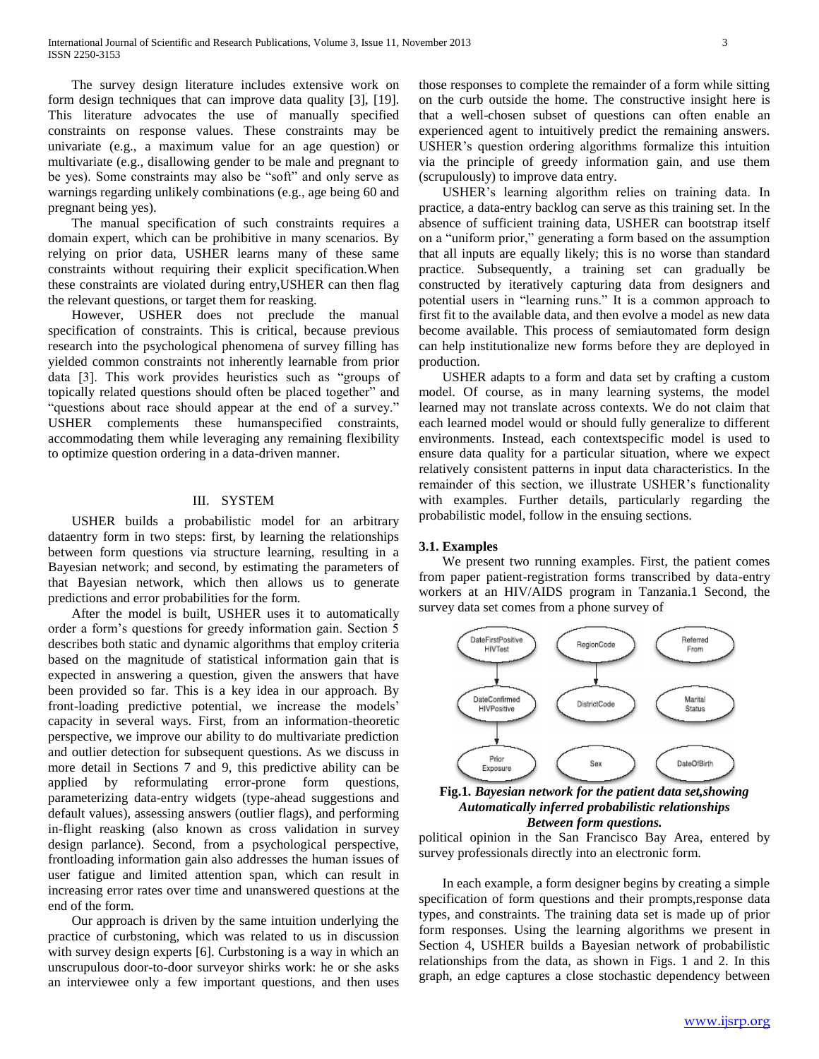The survey design literature includes extensive work on form design techniques that can improve data quality [3], [19]. This literature advocates the use of manually specified constraints on response values. These constraints may be univariate (e.g., a maximum value for an age question) or multivariate (e.g., disallowing gender to be male and pregnant to be yes). Some constraints may also be "soft" and only serve as warnings regarding unlikely combinations (e.g., age being 60 and pregnant being yes).

The manual specification of such constraints requires a domain expert, which can be prohibitive in many scenarios. By relying on prior data, USHER learns many of these same constraints without requiring their explicit specification.When these constraints are violated during entry,USHER can then flag the relevant questions, or target them for reasking.

However, USHER does not preclude the manual specification of constraints. This is critical, because previous research into the psychological phenomena of survey filling has yielded common constraints not inherently learnable from prior data [3]. This work provides heuristics such as "groups of topically related questions should often be placed together" and "questions about race should appear at the end of a survey." USHER complements these humanspecified constraints, accommodating them while leveraging any remaining flexibility to optimize question ordering in a data-driven manner.

## III. SYSTEM

USHER builds a probabilistic model for an arbitrary dataentry form in two steps: first, by learning the relationships between form questions via structure learning, resulting in a Bayesian network; and second, by estimating the parameters of that Bayesian network, which then allows us to generate predictions and error probabilities for the form.

After the model is built, USHER uses it to automatically order a form's questions for greedy information gain. Section 5 describes both static and dynamic algorithms that employ criteria based on the magnitude of statistical information gain that is expected in answering a question, given the answers that have been provided so far. This is a key idea in our approach. By front-loading predictive potential, we increase the models' capacity in several ways. First, from an information-theoretic perspective, we improve our ability to do multivariate prediction and outlier detection for subsequent questions. As we discuss in more detail in Sections 7 and 9, this predictive ability can be applied by reformulating error-prone form questions, parameterizing data-entry widgets (type-ahead suggestions and default values), assessing answers (outlier flags), and performing in-flight reasking (also known as cross validation in survey design parlance). Second, from a psychological perspective, frontloading information gain also addresses the human issues of user fatigue and limited attention span, which can result in increasing error rates over time and unanswered questions at the end of the form.

Our approach is driven by the same intuition underlying the practice of curbstoning, which was related to us in discussion with survey design experts [6]. Curbstoning is a way in which an unscrupulous door-to-door surveyor shirks work: he or she asks an interviewee only a few important questions, and then uses those responses to complete the remainder of a form while sitting on the curb outside the home. The constructive insight here is that a well-chosen subset of questions can often enable an experienced agent to intuitively predict the remaining answers. USHER's question ordering algorithms formalize this intuition via the principle of greedy information gain, and use them (scrupulously) to improve data entry.

USHER's learning algorithm relies on training data. In practice, a data-entry backlog can serve as this training set. In the absence of sufficient training data, USHER can bootstrap itself on a "uniform prior," generating a form based on the assumption that all inputs are equally likely; this is no worse than standard practice. Subsequently, a training set can gradually be constructed by iteratively capturing data from designers and potential users in "learning runs." It is a common approach to first fit to the available data, and then evolve a model as new data become available. This process of semiautomated form design can help institutionalize new forms before they are deployed in production.

USHER adapts to a form and data set by crafting a custom model. Of course, as in many learning systems, the model learned may not translate across contexts. We do not claim that each learned model would or should fully generalize to different environments. Instead, each contextspecific model is used to ensure data quality for a particular situation, where we expect relatively consistent patterns in input data characteristics. In the remainder of this section, we illustrate USHER's functionality with examples. Further details, particularly regarding the probabilistic model, follow in the ensuing sections.

### 3.1. Examples

We present two running examples. First, the patient comes from paper patient-registration forms transcribed by data-entry workers at an HIV/AIDS program in Tanzania.1 Second, the survey data set comes from a phone survey of political opinion in the San Francisco Bay Area, entered by survey professionals directly into an electronic form.

**Fig.1.** ***Bayesian network for the patient data set,showing Automatically inferred probabilistic relationships Between form questions.***

In each example, a form designer begins by creating a simple specification of form questions and their prompts,response data types, and constraints. The training data set is made up of prior form responses. Using the learning algorithms we present in Section 4, USHER builds a Bayesian network of probabilistic relationships from the data, as shown in Figs. 1 and 2. In this graph, an edge captures a close stochastic dependency between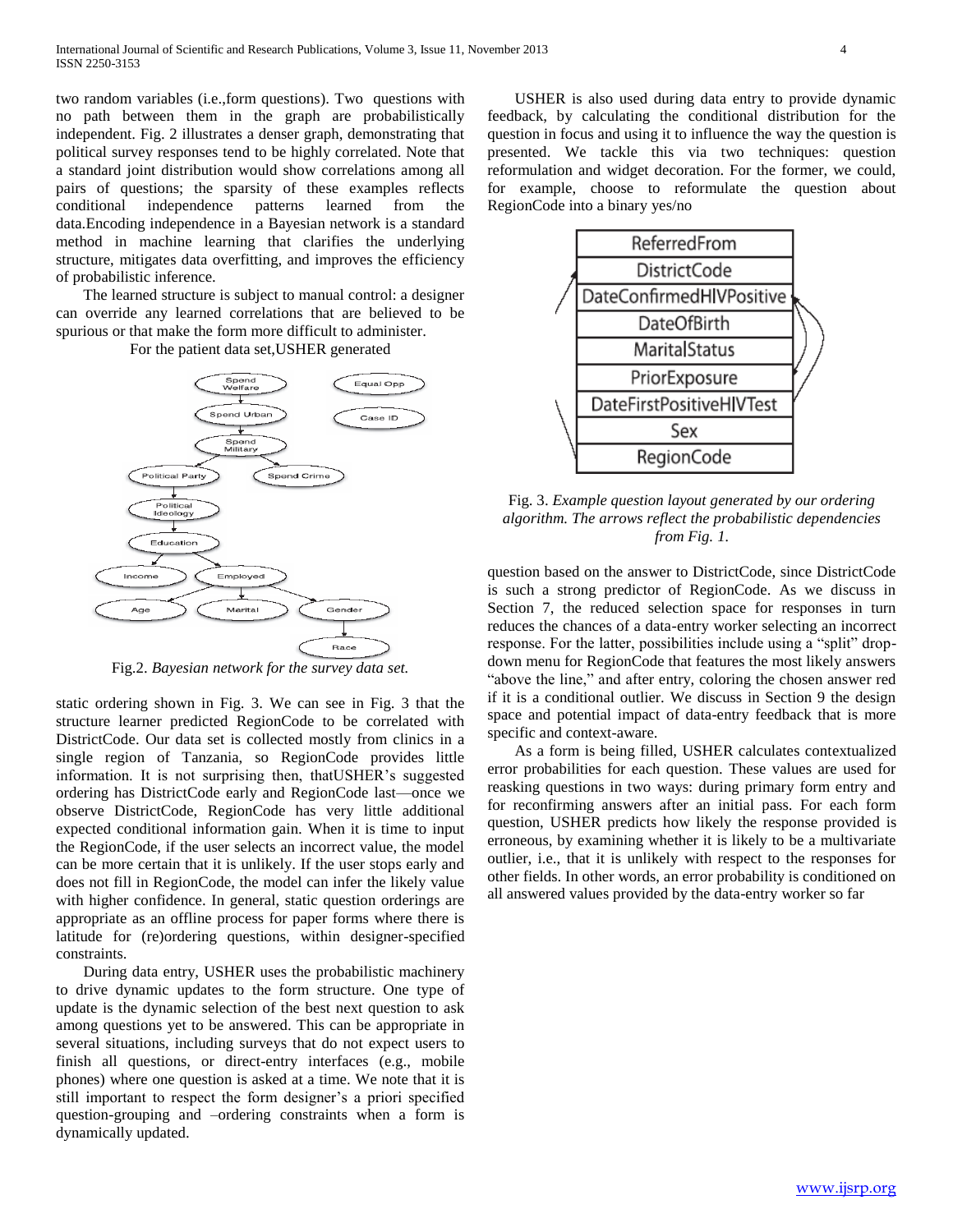two random variables (i.e.,form questions). Two questions with no path between them in the graph are probabilistically independent. Fig. 2 illustrates a denser graph, demonstrating that political survey responses tend to be highly correlated. Note that a standard joint distribution would show correlations among all pairs of questions; the sparsity of these examples reflects conditional independence patterns learned from the data.Encoding independence in a Bayesian network is a standard method in machine learning that clarifies the underlying structure, mitigates data overfitting, and improves the efficiency of probabilistic inference.

The learned structure is subject to manual control: a designer can override any learned correlations that are believed to be spurious or that make the form more difficult to administer.

For the patient data set,USHER generated

Fig.2. *Bayesian network for the survey data set.*

static ordering shown in Fig. 3. We can see in Fig. 3 that the structure learner predicted RegionCode to be correlated with DistrictCode. Our data set is collected mostly from clinics in a single region of Tanzania, so RegionCode provides little information. It is not surprising then, thatUSHER's suggested ordering has DistrictCode early and RegionCode last—once we observe DistrictCode, RegionCode has very little additional expected conditional information gain. When it is time to input the RegionCode, if the user selects an incorrect value, the model can be more certain that it is unlikely. If the user stops early and does not fill in RegionCode, the model can infer the likely value with higher confidence. In general, static question orderings are appropriate as an offline process for paper forms where there is latitude for (re)ordering questions, within designer-specified constraints.

During data entry, USHER uses the probabilistic machinery to drive dynamic updates to the form structure. One type of update is the dynamic selection of the best next question to ask among questions yet to be answered. This can be appropriate in several situations, including surveys that do not expect users to finish all questions, or direct-entry interfaces (e.g., mobile phones) where one question is asked at a time. We note that it is still important to respect the form designer's a priori specified question-grouping and –ordering constraints when a form is dynamically updated.

USHER is also used during data entry to provide dynamic feedback, by calculating the conditional distribution for the question in focus and using it to influence the way the question is presented. We tackle this via two techniques: question reformulation and widget decoration. For the former, we could, for example, choose to reformulate the question about RegionCode into a binary yes/no

Fig. 3. *Example question layout generated by our ordering algorithm. The arrows reflect the probabilistic dependencies from Fig. 1.*

question based on the answer to DistrictCode, since DistrictCode is such a strong predictor of RegionCode. As we discuss in Section 7, the reduced selection space for responses in turn reduces the chances of a data-entry worker selecting an incorrect response. For the latter, possibilities include using a "split" drop-down menu for RegionCode that features the most likely answers "above the line," and after entry, coloring the chosen answer red if it is a conditional outlier. We discuss in Section 9 the design space and potential impact of data-entry feedback that is more specific and context-aware.

As a form is being filled, USHER calculates contextualized error probabilities for each question. These values are used for reasking questions in two ways: during primary form entry and for reconfirming answers after an initial pass. For each form question, USHER predicts how likely the response provided is erroneous, by examining whether it is likely to be a multivariate outlier, i.e., that it is unlikely with respect to the responses for other fields. In other words, an error probability is conditioned on all answered values provided by the data-entry worker so far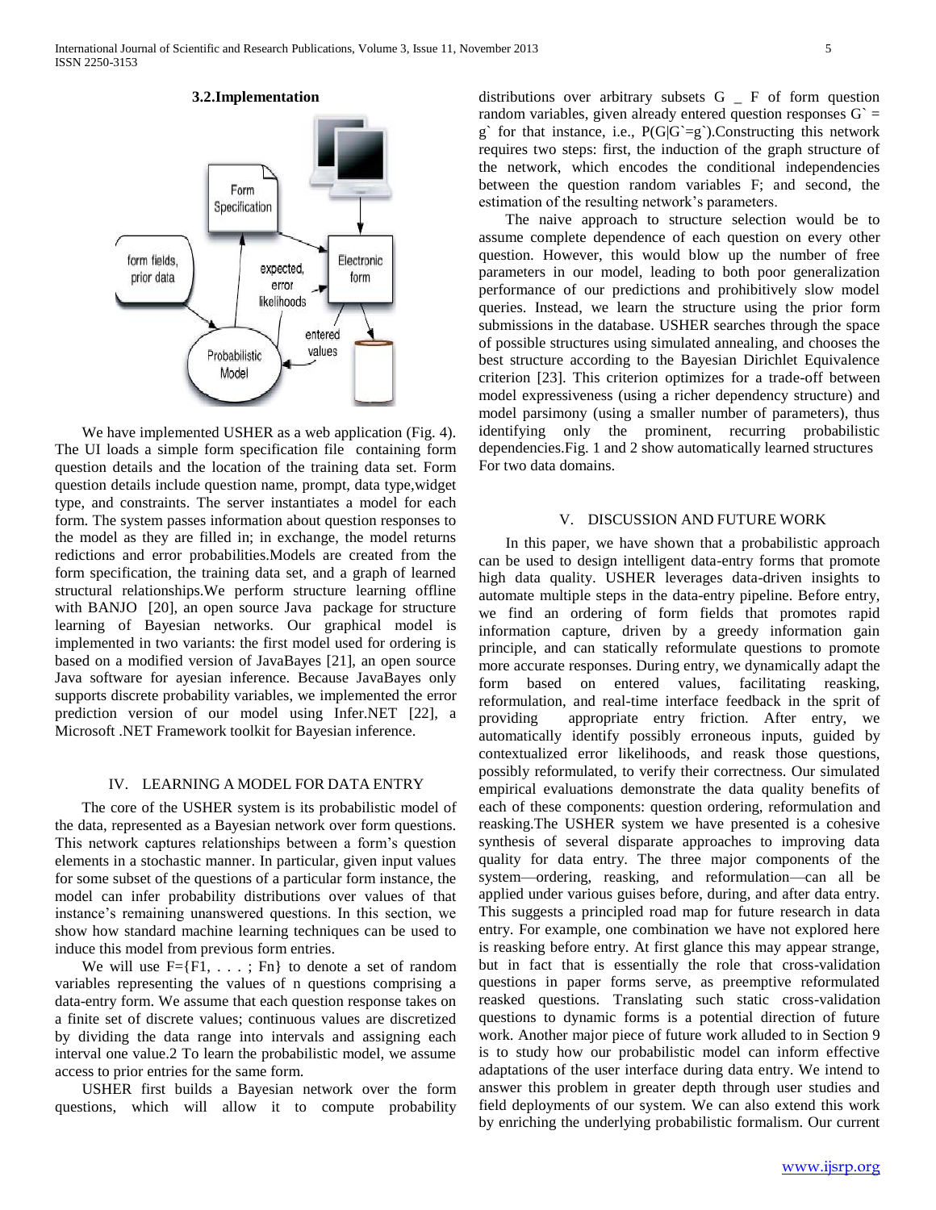### 3.2.Implementation

We have implemented USHER as a web application (Fig. 4). The UI loads a simple form specification file containing form question details and the location of the training data set. Form question details include question name, prompt, data type,widget type, and constraints. The server instantiates a model for each form. The system passes information about question responses to the model as they are filled in; in exchange, the model returns redictions and error probabilities.Models are created from the form specification, the training data set, and a graph of learned structural relationships.We perform structure learning offline with BANJO [20], an open source Java package for structure learning of Bayesian networks. Our graphical model is implemented in two variants: the first model used for ordering is based on a modified version of JavaBayes [21], an open source Java software for ayesian inference. Because JavaBayes only supports discrete probability variables, we implemented the error prediction version of our model using Infer.NET [22], a Microsoft .NET Framework toolkit for Bayesian inference.

## IV. LEARNING A MODEL FOR DATA ENTRY

The core of the USHER system is its probabilistic model of the data, represented as a Bayesian network over form questions. This network captures relationships between a form's question elements in a stochastic manner. In particular, given input values for some subset of the questions of a particular form instance, the model can infer probability distributions over values of that instance's remaining unanswered questions. In this section, we show how standard machine learning techniques can be used to induce this model from previous form entries.

We will use $F=\{F1, . . . ; Fn\}$ to denote a set of random variables representing the values of n questions comprising a data-entry form. We assume that each question response takes on a finite set of discrete values; continuous values are discretized by dividing the data range into intervals and assigning each interval one value.2 To learn the probabilistic model, we assume access to prior entries for the same form.

USHER first builds a Bayesian network over the form questions, which will allow it to compute probability distributions over arbitrary subsets G _ F of form question random variables, given already entered question responses $G` = g`$ for that instance, i.e., $P(G|G`=g`)$.Constructing this network requires two steps: first, the induction of the graph structure of the network, which encodes the conditional independencies between the question random variables F; and second, the estimation of the resulting network's parameters.

The naive approach to structure selection would be to assume complete dependence of each question on every other question. However, this would blow up the number of free parameters in our model, leading to both poor generalization performance of our predictions and prohibitively slow model queries. Instead, we learn the structure using the prior form submissions in the database. USHER searches through the space of possible structures using simulated annealing, and chooses the best structure according to the Bayesian Dirichlet Equivalence criterion [23]. This criterion optimizes for a trade-off between model expressiveness (using a richer dependency structure) and model parsimony (using a smaller number of parameters), thus identifying only the prominent, recurring probabilistic dependencies.Fig. 1 and 2 show automatically learned structures For two data domains.

## V. DISCUSSION AND FUTURE WORK

In this paper, we have shown that a probabilistic approach can be used to design intelligent data-entry forms that promote high data quality. USHER leverages data-driven insights to automate multiple steps in the data-entry pipeline. Before entry, we find an ordering of form fields that promotes rapid information capture, driven by a greedy information gain principle, and can statically reformulate questions to promote more accurate responses. During entry, we dynamically adapt the form based on entered values, facilitating reasking, reformulation, and real-time interface feedback in the sprit of providing appropriate entry friction. After entry, we automatically identify possibly erroneous inputs, guided by contextualized error likelihoods, and reask those questions, possibly reformulated, to verify their correctness. Our simulated empirical evaluations demonstrate the data quality benefits of each of these components: question ordering, reformulation and reasking.The USHER system we have presented is a cohesive synthesis of several disparate approaches to improving data quality for data entry. The three major components of the system—ordering, reasking, and reformulation—can all be applied under various guises before, during, and after data entry. This suggests a principled road map for future research in data entry. For example, one combination we have not explored here is reasking before entry. At first glance this may appear strange, but in fact that is essentially the role that cross-validation questions in paper forms serve, as preemptive reformulated reasked questions. Translating such static cross-validation questions to dynamic forms is a potential direction of future work. Another major piece of future work alluded to in Section 9 is to study how our probabilistic model can inform effective adaptations of the user interface during data entry. We intend to answer this problem in greater depth through user studies and field deployments of our system. We can also extend this work by enriching the underlying probabilistic formalism. Our current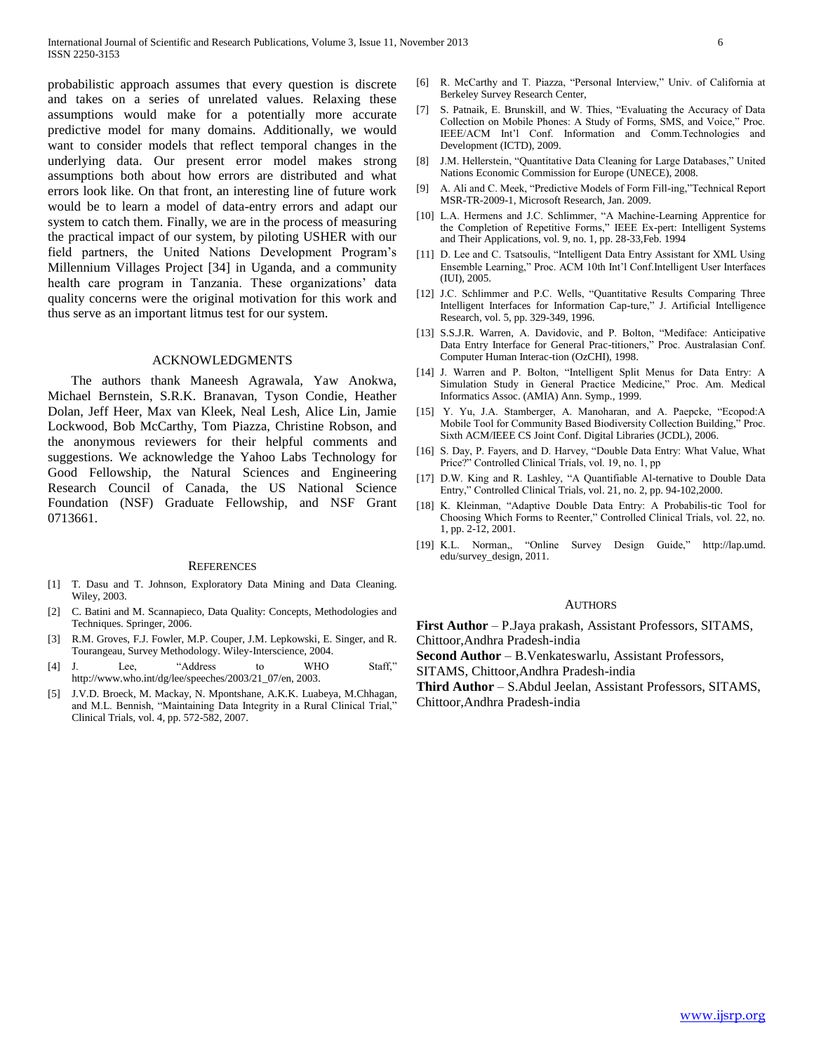probabilistic approach assumes that every question is discrete and takes on a series of unrelated values. Relaxing these assumptions would make for a potentially more accurate predictive model for many domains. Additionally, we would want to consider models that reflect temporal changes in the underlying data. Our present error model makes strong assumptions both about how errors are distributed and what errors look like. On that front, an interesting line of future work would be to learn a model of data-entry errors and adapt our system to catch them. Finally, we are in the process of measuring the practical impact of our system, by piloting USHER with our field partners, the United Nations Development Program's Millennium Villages Project [34] in Uganda, and a community health care program in Tanzania. These organizations' data quality concerns were the original motivation for this work and thus serve as an important litmus test for our system.

## ACKNOWLEDGMENTS

The authors thank Maneesh Agrawala, Yaw Anokwa, Michael Bernstein, S.R.K. Branavan, Tyson Condie, Heather Dolan, Jeff Heer, Max van Kleek, Neal Lesh, Alice Lin, Jamie Lockwood, Bob McCarthy, Tom Piazza, Christine Robson, and the anonymous reviewers for their helpful comments and suggestions. We acknowledge the Yahoo Labs Technology for Good Fellowship, the Natural Sciences and Engineering Research Council of Canada, the US National Science Foundation (NSF) Graduate Fellowship, and NSF Grant 0713661.

## REFERENCES

[1] T. Dasu and T. Johnson, Exploratory Data Mining and Data Cleaning. Wiley, 2003.

[2] C. Batini and M. Scannapieco, Data Quality: Concepts, Methodologies and Techniques. Springer, 2006.

[3] R.M. Groves, F.J. Fowler, M.P. Couper, J.M. Lepkowski, E. Singer, and R. Tourangeau, Survey Methodology. Wiley-Interscience, 2004.

[4] J. Lee, "Address to WHO Staff," http://www.who.int/dg/lee/speeches/2003/21_07/en, 2003.

[5] J.V.D. Broeck, M. Mackay, N. Mpontshane, A.K.K. Luabeya, M.Chhagan, and M.L. Bennish, "Maintaining Data Integrity in a Rural Clinical Trial," Clinical Trials, vol. 4, pp. 572-582, 2007.

[6] R. McCarthy and T. Piazza, "Personal Interview," Univ. of California at Berkeley Survey Research Center,

[7] S. Patnaik, E. Brunskill, and W. Thies, "Evaluating the Accuracy of Data Collection on Mobile Phones: A Study of Forms, SMS, and Voice," Proc. IEEE/ACM Int'l Conf. Information and Comm.Technologies and Development (ICTD), 2009.

[8] J.M. Hellerstein, "Quantitative Data Cleaning for Large Databases," United Nations Economic Commission for Europe (UNECE), 2008.

[9] A. Ali and C. Meek, "Predictive Models of Form Fill-ing,"Technical Report MSR-TR-2009-1, Microsoft Research, Jan. 2009.

[10] L.A. Hermens and J.C. Schlimmer, "A Machine-Learning Apprentice for the Completion of Repetitive Forms," IEEE Ex-pert: Intelligent Systems and Their Applications, vol. 9, no. 1, pp. 28-33,Feb. 1994

[11] D. Lee and C. Tsatsoulis, "Intelligent Data Entry Assistant for XML Using Ensemble Learning," Proc. ACM 10th Int'l Conf.Intelligent User Interfaces (IUI), 2005.

[12] J.C. Schlimmer and P.C. Wells, "Quantitative Results Comparing Three Intelligent Interfaces for Information Cap-ture," J. Artificial Intelligence Research, vol. 5, pp. 329-349, 1996.

[13] S.S.J.R. Warren, A. Davidovic, and P. Bolton, "Mediface: Anticipative Data Entry Interface for General Prac-titioners," Proc. Australasian Conf. Computer Human Interac-tion (OzCHI), 1998.

[14] J. Warren and P. Bolton, "Intelligent Split Menus for Data Entry: A Simulation Study in General Practice Medicine," Proc. Am. Medical Informatics Assoc. (AMIA) Ann. Symp., 1999.

[15] Y. Yu, J.A. Stamberger, A. Manoharan, and A. Paepcke, "Ecopod:A Mobile Tool for Community Based Biodiversity Collection Building," Proc. Sixth ACM/IEEE CS Joint Conf. Digital Libraries (JCDL), 2006.

[16] S. Day, P. Fayers, and D. Harvey, "Double Data Entry: What Value, What Price?" Controlled Clinical Trials, vol. 19, no. 1, pp

[17] D.W. King and R. Lashley, "A Quantifiable Al-ternative to Double Data Entry," Controlled Clinical Trials, vol. 21, no. 2, pp. 94-102,2000.

[18] K. Kleinman, "Adaptive Double Data Entry: A Probabilis-tic Tool for Choosing Which Forms to Reenter," Controlled Clinical Trials, vol. 22, no. 1, pp. 2-12, 2001.

[19] K.L. Norman,, "Online Survey Design Guide," http://lap.umd.edu/survey_design, 2011.

## AUTHORS

**First Author** – P.Jaya prakash, Assistant Professors, SITAMS, Chittoor,Andhra Pradesh-india

**Second Author** – B.Venkateswarlu, Assistant Professors, SITAMS, Chittoor,Andhra Pradesh-india

**Third Author** – S.Abdul Jeelan, Assistant Professors, SITAMS, Chittoor,Andhra Pradesh-india